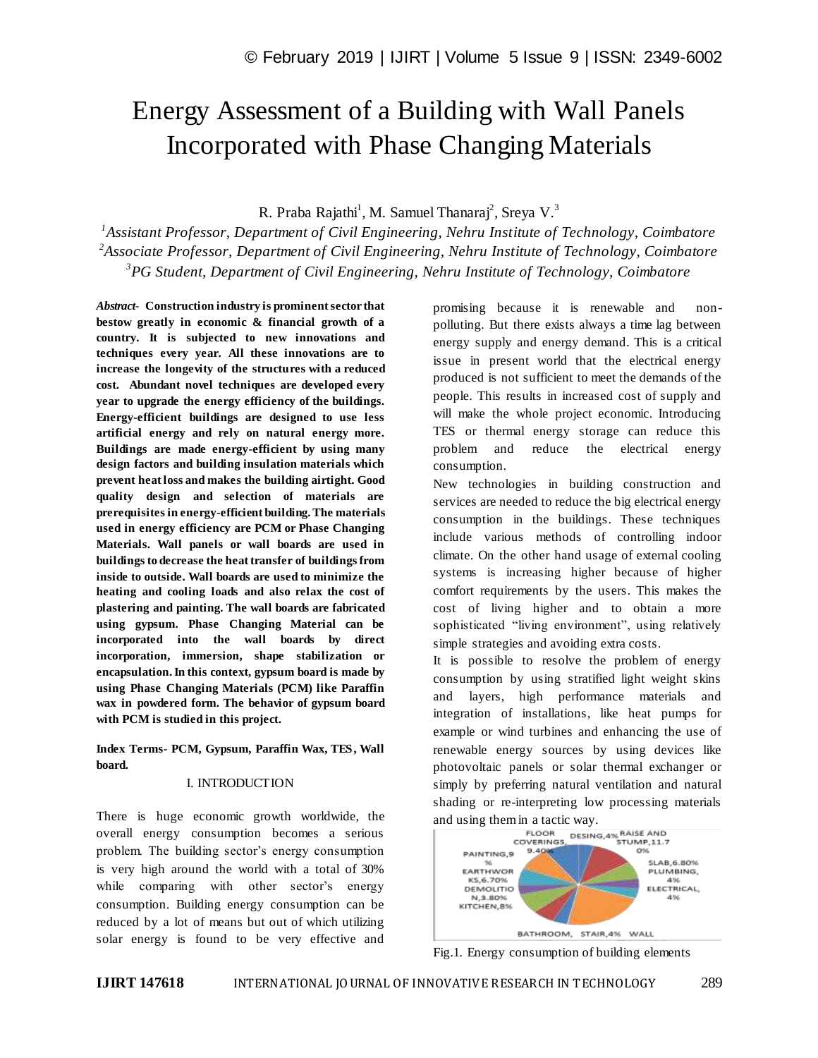# Energy Assessment of a Building with Wall Panels Incorporated with Phase Changing Materials

R. Praba Rajathi[1], M. Samuel Thanaraj[2], Sreya V.[3]

[1]*Assistant Professor, Department of Civil Engineering, Nehru Institute of Technology, Coimbatore*
[2]*Associate Professor, Department of Civil Engineering, Nehru Institute of Technology, Coimbatore*
[3]*PG Student, Department of Civil Engineering, Nehru Institute of Technology, Coimbatore*

***Abstract-*** **Construction industry is prominent sector that bestow greatly in economic & financial growth of a country. It is subjected to new innovations and techniques every year. All these innovations are to increase the longevity of the structures with a reduced cost. Abundant novel techniques are developed every year to upgrade the energy efficiency of the buildings. Energy-efficient buildings are designed to use less artificial energy and rely on natural energy more. Buildings are made energy-efficient by using many design factors and building insulation materials which prevent heat loss and makes the building airtight. Good quality design and selection of materials are prerequisites in energy-efficient building. The materials used in energy efficiency are PCM or Phase Changing Materials. Wall panels or wall boards are used in buildings to decrease the heat transfer of buildings from inside to outside. Wall boards are used to minimize the heating and cooling loads and also relax the cost of plastering and painting. The wall boards are fabricated using gypsum. Phase Changing Material can be incorporated into the wall boards by direct incorporation, immersion, shape stabilization or encapsulation. In this context, gypsum board is made by using Phase Changing Materials (PCM) like Paraffin wax in powdered form. The behavior of gypsum board with PCM is studied in this project.**

**Index Terms- PCM, Gypsum, Paraffin Wax, TES, Wall board.**

## I. INTRODUCTION

There is huge economic growth worldwide, the overall energy consumption becomes a serious problem. The building sector's energy consumption is very high around the world with a total of 30% while comparing with other sector's energy consumption. Building energy consumption can be reduced by a lot of means but out of which utilizing solar energy is found to be very effective and promising because it is renewable and non-polluting. But there exists always a time lag between energy supply and energy demand. This is a critical issue in present world that the electrical energy produced is not sufficient to meet the demands of the people. This results in increased cost of supply and will make the whole project economic. Introducing TES or thermal energy storage can reduce this problem and reduce the electrical energy consumption.

New technologies in building construction and services are needed to reduce the big electrical energy consumption in the buildings. These techniques include various methods of controlling indoor climate. On the other hand usage of external cooling systems is increasing higher because of higher comfort requirements by the users. This makes the cost of living higher and to obtain a more sophisticated "living environment", using relatively simple strategies and avoiding extra costs.

It is possible to resolve the problem of energy consumption by using stratified light weight skins and layers, high performance materials and integration of installations, like heat pumps for example or wind turbines and enhancing the use of renewable energy sources by using devices like photovoltaic panels or solar thermal exchanger or simply by preferring natural ventilation and natural shading or re-interpreting low processing materials and using them in a tactic way.

Fig.1. Energy consumption of building elements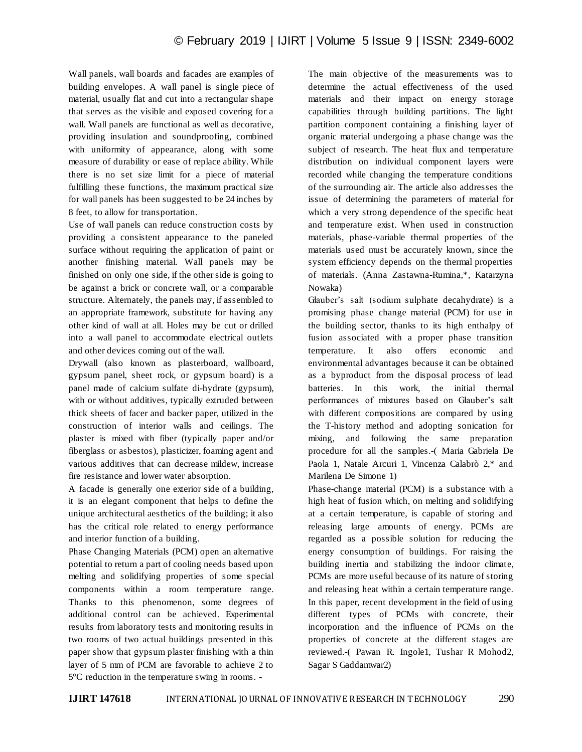Wall panels, wall boards and facades are examples of building envelopes. A wall panel is single piece of material, usually flat and cut into a rectangular shape that serves as the visible and exposed covering for a wall. Wall panels are functional as well as decorative, providing insulation and soundproofing, combined with uniformity of appearance, along with some measure of durability or ease of replace ability. While there is no set size limit for a piece of material fulfilling these functions, the maximum practical size for wall panels has been suggested to be 24 inches by 8 feet, to allow for transportation.

Use of wall panels can reduce construction costs by providing a consistent appearance to the paneled surface without requiring the application of paint or another finishing material. Wall panels may be finished on only one side, if the other side is going to be against a brick or concrete wall, or a comparable structure. Alternately, the panels may, if assembled to an appropriate framework, substitute for having any other kind of wall at all. Holes may be cut or drilled into a wall panel to accommodate electrical outlets and other devices coming out of the wall.

Drywall (also known as plasterboard, wallboard, gypsum panel, sheet rock, or gypsum board) is a panel made of calcium sulfate di-hydrate (gypsum), with or without additives, typically extruded between thick sheets of facer and backer paper, utilized in the construction of interior walls and ceilings. The plaster is mixed with fiber (typically paper and/or fiberglass or asbestos), plasticizer, foaming agent and various additives that can decrease mildew, increase fire resistance and lower water absorption.

A facade is generally one exterior side of a building, it is an elegant component that helps to define the unique architectural aesthetics of the building; it also has the critical role related to energy performance and interior function of a building.

Phase Changing Materials (PCM) open an alternative potential to return a part of cooling needs based upon melting and solidifying properties of some special components within a room temperature range. Thanks to this phenomenon, some degrees of additional control can be achieved. Experimental results from laboratory tests and monitoring results in two rooms of two actual buildings presented in this paper show that gypsum plaster finishing with a thin layer of 5 mm of PCM are favorable to achieve 2 to 5°C reduction in the temperature swing in rooms. -

The main objective of the measurements was to determine the actual effectiveness of the used materials and their impact on energy storage capabilities through building partitions. The light partition component containing a finishing layer of organic material undergoing a phase change was the subject of research. The heat flux and temperature distribution on individual component layers were recorded while changing the temperature conditions of the surrounding air. The article also addresses the issue of determining the parameters of material for which a very strong dependence of the specific heat and temperature exist. When used in construction materials, phase-variable thermal properties of the materials used must be accurately known, since the system efficiency depends on the thermal properties of materials. (Anna Zastawna-Rumina,*, Katarzyna Nowaka)

Glauber's salt (sodium sulphate decahydrate) is a promising phase change material (PCM) for use in the building sector, thanks to its high enthalpy of fusion associated with a proper phase transition temperature. It also offers economic and environmental advantages because it can be obtained as a byproduct from the disposal process of lead batteries. In this work, the initial thermal performances of mixtures based on Glauber's salt with different compositions are compared by using the T-history method and adopting sonication for mixing, and following the same preparation procedure for all the samples.-( Maria Gabriela De Paola 1, Natale Arcuri 1, Vincenza Calabrò 2,* and Marilena De Simone 1)

Phase-change material (PCM) is a substance with a high heat of fusion which, on melting and solidifying at a certain temperature, is capable of storing and releasing large amounts of energy. PCMs are regarded as a possible solution for reducing the energy consumption of buildings. For raising the building inertia and stabilizing the indoor climate, PCMs are more useful because of its nature of storing and releasing heat within a certain temperature range. In this paper, recent development in the field of using different types of PCMs with concrete, their incorporation and the influence of PCMs on the properties of concrete at the different stages are reviewed.-( Pawan R. Ingole1, Tushar R Mohod2, Sagar S Gaddamwar2)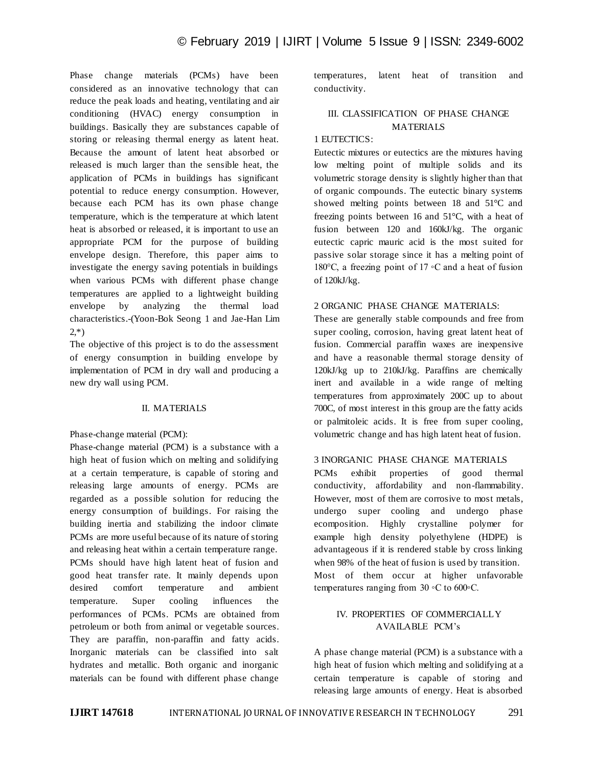Phase change materials (PCMs) have been considered as an innovative technology that can reduce the peak loads and heating, ventilating and air conditioning (HVAC) energy consumption in buildings. Basically they are substances capable of storing or releasing thermal energy as latent heat. Because the amount of latent heat absorbed or released is much larger than the sensible heat, the application of PCMs in buildings has significant potential to reduce energy consumption. However, because each PCM has its own phase change temperature, which is the temperature at which latent heat is absorbed or released, it is important to use an appropriate PCM for the purpose of building envelope design. Therefore, this paper aims to investigate the energy saving potentials in buildings when various PCMs with different phase change temperatures are applied to a lightweight building envelope by analyzing the thermal load characteristics.-(Yoon-Bok Seong 1 and Jae-Han Lim 2,*)

The objective of this project is to do the assessment of energy consumption in building envelope by implementation of PCM in dry wall and producing a new dry wall using PCM.

## II. MATERIALS

Phase-change material (PCM):

Phase-change material (PCM) is a substance with a high heat of fusion which on melting and solidifying at a certain temperature, is capable of storing and releasing large amounts of energy. PCMs are regarded as a possible solution for reducing the energy consumption of buildings. For raising the building inertia and stabilizing the indoor climate PCMs are more useful because of its nature of storing and releasing heat within a certain temperature range. PCMs should have high latent heat of fusion and good heat transfer rate. It mainly depends upon desired comfort temperature and ambient temperature. Super cooling influences the performances of PCMs. PCMs are obtained from petroleum or both from animal or vegetable sources. They are paraffin, non-paraffin and fatty acids. Inorganic materials can be classified into salt hydrates and metallic. Both organic and inorganic materials can be found with different phase change temperatures, latent heat of transition and conductivity.

## III. CLASSIFICATION OF PHASE CHANGE MATERIALS

### 1 EUTECTICS:

Eutectic mixtures or eutectics are the mixtures having low melting point of multiple solids and its volumetric storage density is slightly higher than that of organic compounds. The eutectic binary systems showed melting points between 18 and 51°C and freezing points between 16 and 51°C, with a heat of fusion between 120 and 160kJ/kg. The organic eutectic capric mauric acid is the most suited for passive solar storage since it has a melting point of 180°C, a freezing point of 17 ◦C and a heat of fusion of 120kJ/kg.

### 2 ORGANIC PHASE CHANGE MATERIALS:

These are generally stable compounds and free from super cooling, corrosion, having great latent heat of fusion. Commercial paraffin waxes are inexpensive and have a reasonable thermal storage density of 120kJ/kg up to 210kJ/kg. Paraffins are chemically inert and available in a wide range of melting temperatures from approximately 200C up to about 700C, of most interest in this group are the fatty acids or palmitoleic acids. It is free from super cooling, volumetric change and has high latent heat of fusion.

### 3 INORGANIC PHASE CHANGE MATERIALS

PCMs exhibit properties of good thermal conductivity, affordability and non-flammability. However, most of them are corrosive to most metals, undergo super cooling and undergo phase ecomposition. Highly crystalline polymer for example high density polyethylene (HDPE) is advantageous if it is rendered stable by cross linking when 98% of the heat of fusion is used by transition. Most of them occur at higher unfavorable temperatures ranging from 30 ◦C to 600◦C.

## IV. PROPERTIES OF COMMERCIALLY AVAILABLE PCM's

A phase change material (PCM) is a substance with a high heat of fusion which melting and solidifying at a certain temperature is capable of storing and releasing large amounts of energy. Heat is absorbed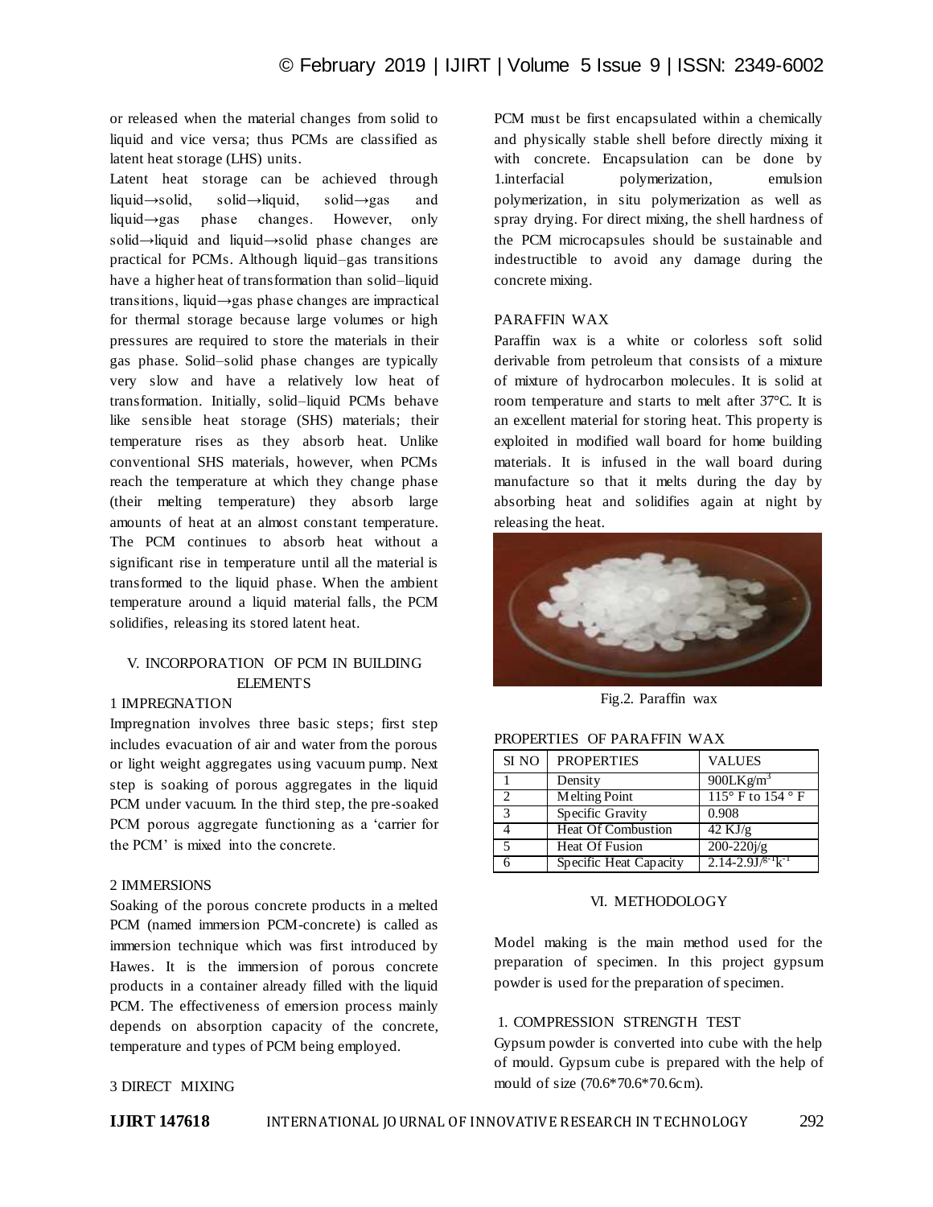or released when the material changes from solid to liquid and vice versa; thus PCMs are classified as latent heat storage (LHS) units.

Latent heat storage can be achieved through liquid→solid, solid→liquid, solid→gas and liquid→gas phase changes. However, only solid→liquid and liquid→solid phase changes are practical for PCMs. Although liquid–gas transitions have a higher heat of transformation than solid–liquid transitions, liquid→gas phase changes are impractical for thermal storage because large volumes or high pressures are required to store the materials in their gas phase. Solid–solid phase changes are typically very slow and have a relatively low heat of transformation. Initially, solid–liquid PCMs behave like sensible heat storage (SHS) materials; their temperature rises as they absorb heat. Unlike conventional SHS materials, however, when PCMs reach the temperature at which they change phase (their melting temperature) they absorb large amounts of heat at an almost constant temperature. The PCM continues to absorb heat without a significant rise in temperature until all the material is transformed to the liquid phase. When the ambient temperature around a liquid material falls, the PCM solidifies, releasing its stored latent heat.

## V. INCORPORATION OF PCM IN BUILDING ELEMENTS

### 1 IMPREGNATION

Impregnation involves three basic steps; first step includes evacuation of air and water from the porous or light weight aggregates using vacuum pump. Next step is soaking of porous aggregates in the liquid PCM under vacuum. In the third step, the pre-soaked PCM porous aggregate functioning as a 'carrier for the PCM' is mixed into the concrete.

### 2 IMMERSIONS

Soaking of the porous concrete products in a melted PCM (named immersion PCM-concrete) is called as immersion technique which was first introduced by Hawes. It is the immersion of porous concrete products in a container already filled with the liquid PCM. The effectiveness of emersion process mainly depends on absorption capacity of the concrete, temperature and types of PCM being employed.

### 3 DIRECT MIXING

PCM must be first encapsulated within a chemically and physically stable shell before directly mixing it with concrete. Encapsulation can be done by 1.interfacial polymerization, emulsion polymerization, in situ polymerization as well as spray drying. For direct mixing, the shell hardness of the PCM microcapsules should be sustainable and indestructible to avoid any damage during the concrete mixing.

### PARAFFIN WAX

Paraffin wax is a white or colorless soft solid derivable from petroleum that consists of a mixture of mixture of hydrocarbon molecules. It is solid at room temperature and starts to melt after 37°C. It is an excellent material for storing heat. This property is exploited in modified wall board for home building materials. It is infused in the wall board during manufacture so that it melts during the day by absorbing heat and solidifies again at night by releasing the heat.

Fig.2. Paraffin wax

PROPERTIES OF PARAFFIN WAX

| SI NO | PROPERTIES | VALUES |
|---|---|---|
| 1 | Density | 900LKg/m$^3$ |
| 2 | Melting Point | 115° F to 154 ° F |
| 3 | Specific Gravity | 0.908 |
| 4 | Heat Of Combustion | 42 KJ/g |
| 5 | Heat Of Fusion | 200-220j/g |
| 6 | Specific Heat Capacity | 2.14-2.9J/$^{g-1}$k$^{-1}$ |

## VI. METHODOLOGY

Model making is the main method used for the preparation of specimen. In this project gypsum powder is used for the preparation of specimen.

### 1. COMPRESSION STRENGTH TEST

Gypsum powder is converted into cube with the help of mould. Gypsum cube is prepared with the help of mould of size (70.6*70.6*70.6cm).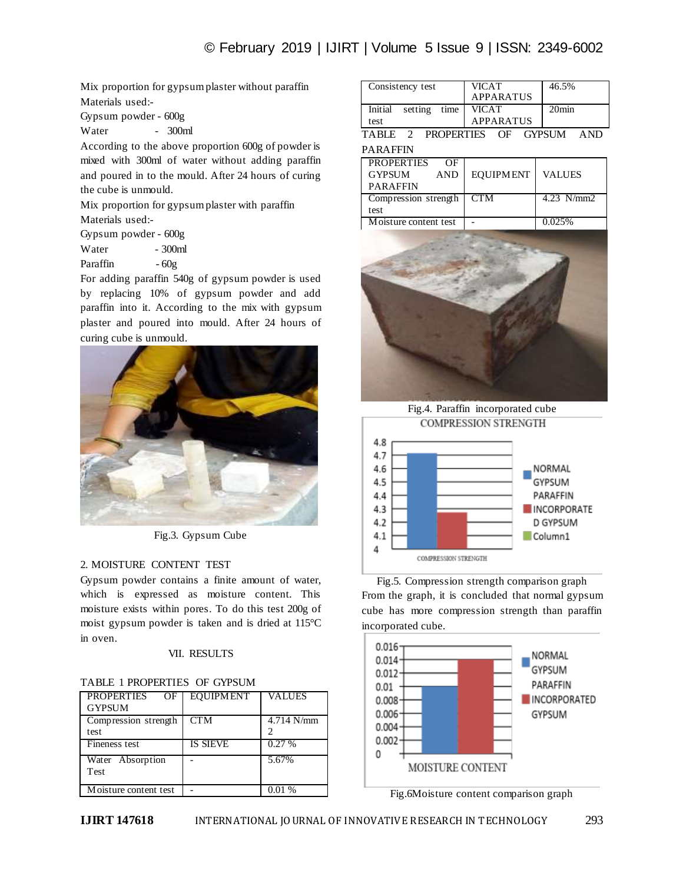Mix proportion for gypsum plaster without paraffin

Materials used:-

Gypsum powder - 600g

Water - 300ml

According to the above proportion 600g of powder is mixed with 300ml of water without adding paraffin and poured in to the mould. After 24 hours of curing the cube is unmould.

Mix proportion for gypsum plaster with paraffin

Materials used:-

Gypsum powder - 600g

Water - 300ml

Paraffin - 60g

For adding paraffin 540g of gypsum powder is used by replacing 10% of gypsum powder and add paraffin into it. According to the mix with gypsum plaster and poured into mould. After 24 hours of curing cube is unmould.

Fig.3. Gypsum Cube

### 2. MOISTURE CONTENT TEST

Gypsum powder contains a finite amount of water, which is expressed as moisture content. This moisture exists within pores. To do this test 200g of moist gypsum powder is taken and is dried at 115°C in oven.

## VII. RESULTS

TABLE 1 PROPERTIES OF GYPSUM

| PROPERTIES OF GYPSUM | EQUIPMENT | VALUES |
|---|---|---|
| Compression strength test | CTM | 4.714 N/mm 2 |
| Fineness test | IS SIEVE | 0.27 % |
| Water Absorption Test | - | 5.67% |
| Moisture content test | - | 0.01 % |
| Consistency test | VICAT APPARATUS | 46.5% |
| Initial setting time test | VICAT APPARATUS | 20min |

TABLE 2 PROPERTIES OF GYPSUM AND PARAFFIN

| PROPERTIES OF GYPSUM AND PARAFFIN | EQUIPMENT | VALUES |
|---|---|---|
| Compression strength test | CTM | 4.23 N/mm2 |
| Moisture content test | - | 0.025% |

Fig.4. Paraffin incorporated cube

Fig.5. Compression strength comparison graph

From the graph, it is concluded that normal gypsum cube has more compression strength than paraffin incorporated cube.

Fig.6Moisture content comparison graph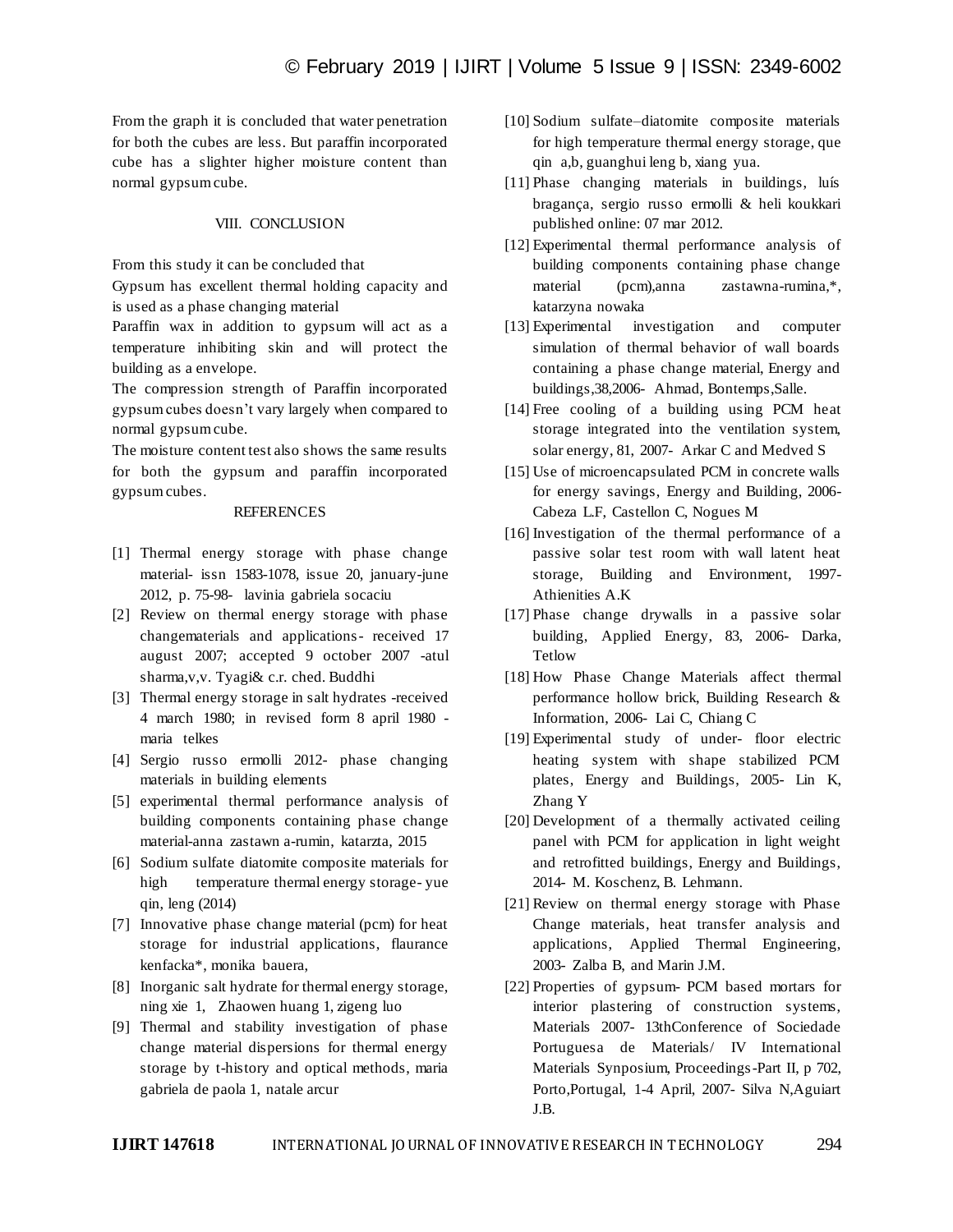From the graph it is concluded that water penetration for both the cubes are less. But paraffin incorporated cube has a slighter higher moisture content than normal gypsum cube.

## VIII. CONCLUSION

From this study it can be concluded that

Gypsum has excellent thermal holding capacity and is used as a phase changing material

Paraffin wax in addition to gypsum will act as a temperature inhibiting skin and will protect the building as a envelope.

The compression strength of Paraffin incorporated gypsum cubes doesn't vary largely when compared to normal gypsum cube.

The moisture content test also shows the same results for both the gypsum and paraffin incorporated gypsum cubes.

## REFERENCES

[1] Thermal energy storage with phase change material- issn 1583-1078, issue 20, january-june 2012, p. 75-98- lavinia gabriela socaciu

[2] Review on thermal energy storage with phase changematerials and applications- received 17 august 2007; accepted 9 october 2007 -atul sharma,v,v. Tyagi& c.r. ched. Buddhi

[3] Thermal energy storage in salt hydrates -received 4 march 1980; in revised form 8 april 1980 - maria telkes

[4] Sergio russo ermolli 2012- phase changing materials in building elements

[5] experimental thermal performance analysis of building components containing phase change material-anna zastawn a-rumin, katarzta, 2015

[6] Sodium sulfate diatomite composite materials for high temperature thermal energy storage- yue qin, leng (2014)

[7] Innovative phase change material (pcm) for heat storage for industrial applications, flaurance kenfacka*, monika bauera,

[8] Inorganic salt hydrate for thermal energy storage, ning xie 1, Zhaowen huang 1, zigeng luo

[9] Thermal and stability investigation of phase change material dispersions for thermal energy storage by t-history and optical methods, maria gabriela de paola 1, natale arcur

[10] Sodium sulfate–diatomite composite materials for high temperature thermal energy storage, que qin a,b, guanghui leng b, xiang yua.

[11] Phase changing materials in buildings, luís bragança, sergio russo ermolli & heli koukkari published online: 07 mar 2012.

[12] Experimental thermal performance analysis of building components containing phase change material (pcm),anna zastawna-rumina,*, katarzyna nowaka

[13] Experimental investigation and computer simulation of thermal behavior of wall boards containing a phase change material, Energy and buildings,38,2006- Ahmad, Bontemps,Salle.

[14] Free cooling of a building using PCM heat storage integrated into the ventilation system, solar energy, 81, 2007- Arkar C and Medved S

[15] Use of microencapsulated PCM in concrete walls for energy savings, Energy and Building, 2006- Cabeza L.F, Castellon C, Nogues M

[16] Investigation of the thermal performance of a passive solar test room with wall latent heat storage, Building and Environment, 1997- Athienities A.K

[17] Phase change drywalls in a passive solar building, Applied Energy, 83, 2006- Darka, Tetlow

[18] How Phase Change Materials affect thermal performance hollow brick, Building Research & Information, 2006- Lai C, Chiang C

[19] Experimental study of under- floor electric heating system with shape stabilized PCM plates, Energy and Buildings, 2005- Lin K, Zhang Y

[20] Development of a thermally activated ceiling panel with PCM for application in light weight and retrofitted buildings, Energy and Buildings, 2014- M. Koschenz, B. Lehmann.

[21] Review on thermal energy storage with Phase Change materials, heat transfer analysis and applications, Applied Thermal Engineering, 2003- Zalba B, and Marin J.M.

[22] Properties of gypsum- PCM based mortars for interior plastering of construction systems, Materials 2007- 13thConference of Sociedade Portuguesa de Materials/ IV International Materials Synposium, Proceedings-Part II, p 702, Porto,Portugal, 1-4 April, 2007- Silva N,Aguiart J.B.